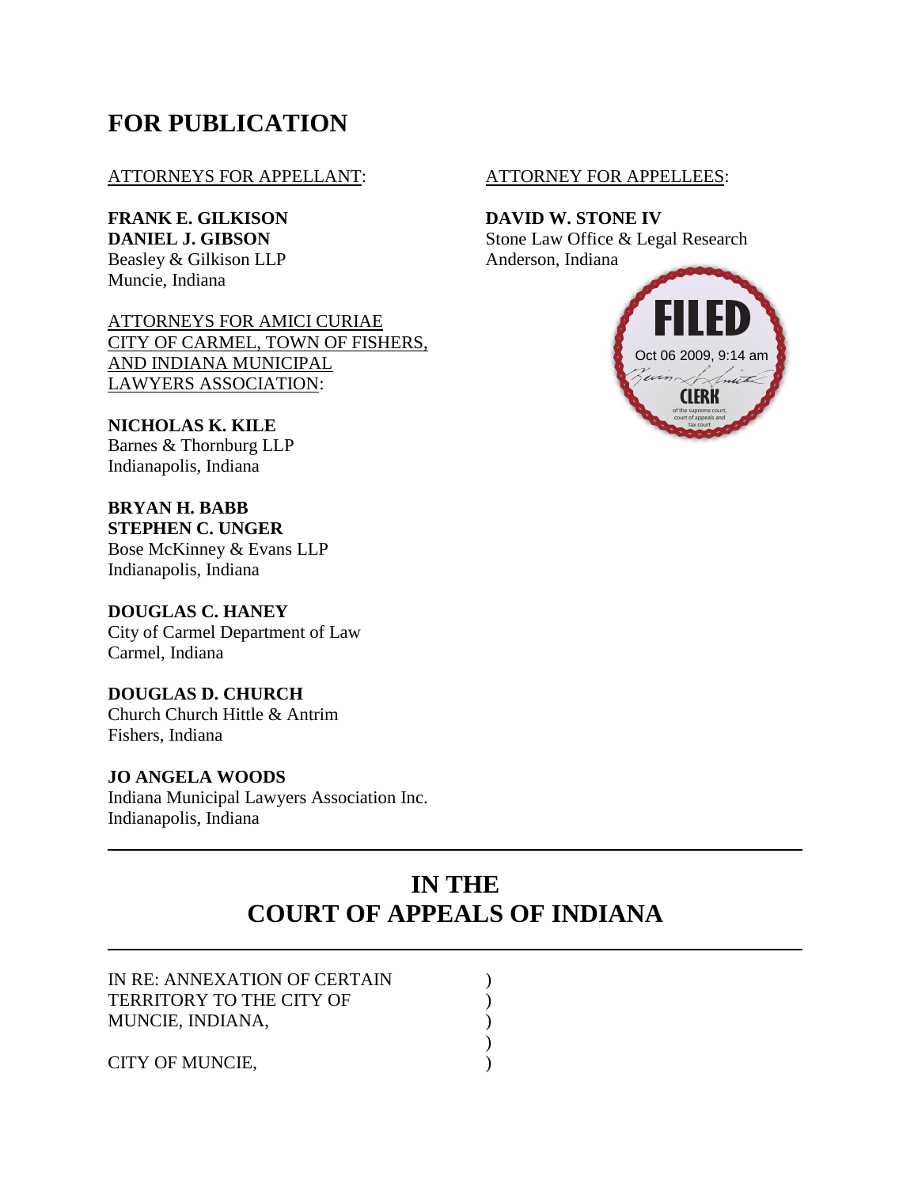# FOR PUBLICATION

ATTORNEYS FOR APPELLANT:

**FRANK E. GILKISON**
**DANIEL J. GIBSON**
Beasley & Gilkison LLP
Muncie, Indiana

ATTORNEY FOR APPELLEES:

**DAVID W. STONE IV**
Stone Law Office & Legal Research
Anderson, Indiana

FILED
Oct 06 2009, 9:14 am
CLERK
of the supreme court, court of appeals and tax court

ATTORNEYS FOR AMICI CURIAE CITY OF CARMEL, TOWN OF FISHERS, AND INDIANA MUNICIPAL LAWYERS ASSOCIATION:

**NICHOLAS K. KILE**
Barnes & Thornburg LLP
Indianapolis, Indiana

**BRYAN H. BABB**
**STEPHEN C. UNGER**
Bose McKinney & Evans LLP
Indianapolis, Indiana

**DOUGLAS C. HANEY**
City of Carmel Department of Law
Carmel, Indiana

**DOUGLAS D. CHURCH**
Church Church Hittle & Antrim
Fishers, Indiana

**JO ANGELA WOODS**
Indiana Municipal Lawyers Association Inc.
Indianapolis, Indiana

---

# IN THE COURT OF APPEALS OF INDIANA

---

IN RE: ANNEXATION OF CERTAIN TERRITORY TO THE CITY OF MUNCIE, INDIANA, )

CITY OF MUNCIE, )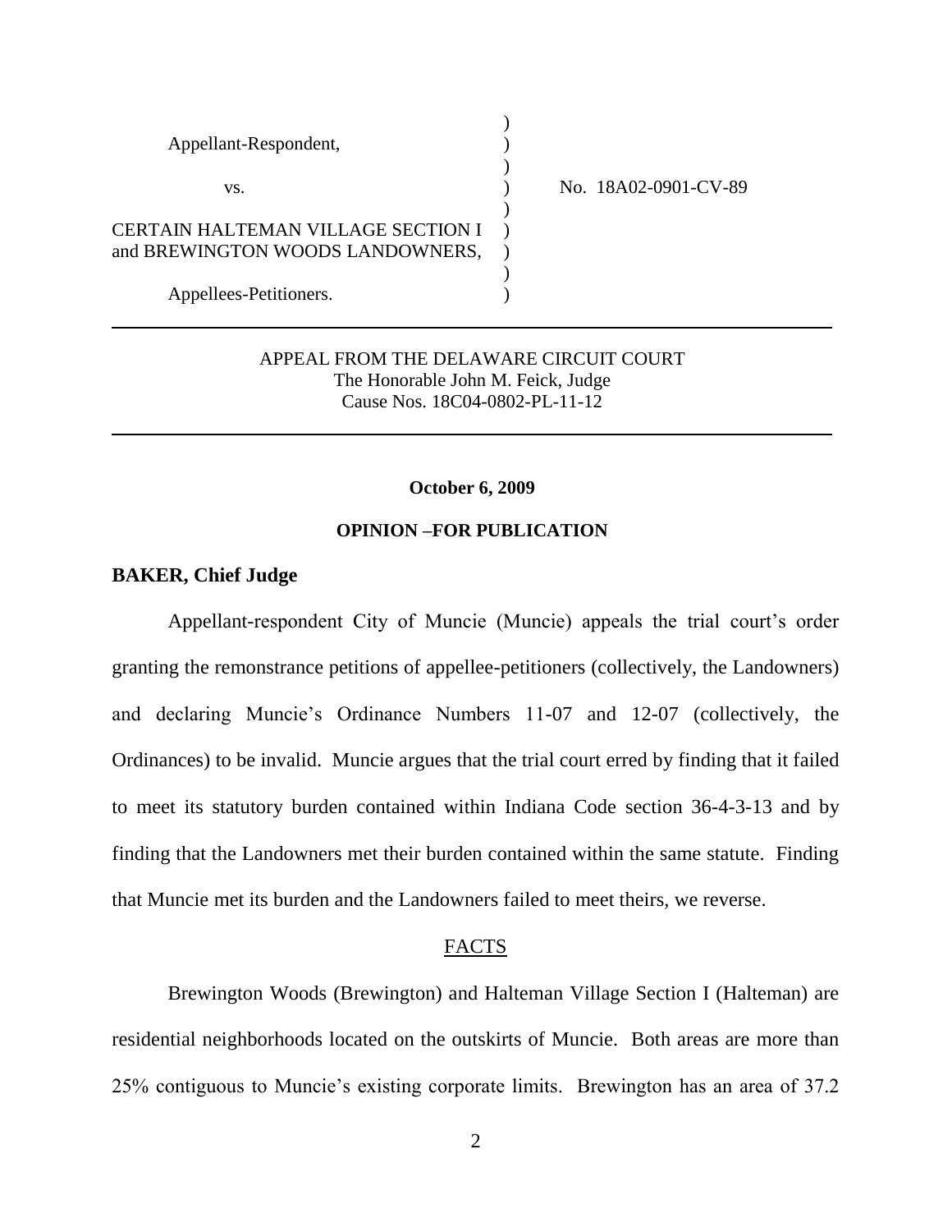| | | |
|---|---|---|
| Appellant-Respondent, | ) | |
| vs. | ) | No. 18A02-0901-CV-89 |
| CERTAIN HALTEMAN VILLAGE SECTION I and BREWINGTON WOODS LANDOWNERS, | ) | |
| Appellees-Petitioners. | ) | |

APPEAL FROM THE DELAWARE CIRCUIT COURT
The Honorable John M. Feick, Judge
Cause Nos. 18C04-0802-PL-11-12

**October 6, 2009**

**OPINION –FOR PUBLICATION**

**BAKER, Chief Judge**

Appellant-respondent City of Muncie (Muncie) appeals the trial court's order granting the remonstrance petitions of appellee-petitioners (collectively, the Landowners) and declaring Muncie's Ordinance Numbers 11-07 and 12-07 (collectively, the Ordinances) to be invalid. Muncie argues that the trial court erred by finding that it failed to meet its statutory burden contained within Indiana Code section 36-4-3-13 and by finding that the Landowners met their burden contained within the same statute. Finding that Muncie met its burden and the Landowners failed to meet theirs, we reverse.

## FACTS

Brewington Woods (Brewington) and Halteman Village Section I (Halteman) are residential neighborhoods located on the outskirts of Muncie. Both areas are more than 25% contiguous to Muncie's existing corporate limits. Brewington has an area of 37.2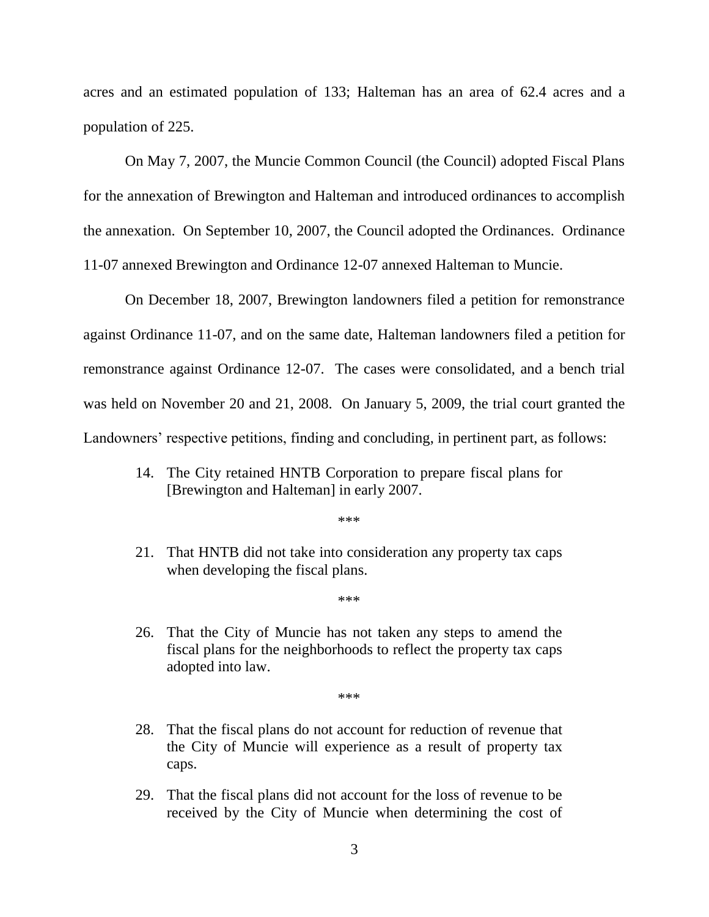acres and an estimated population of 133; Halteman has an area of 62.4 acres and a population of 225.

On May 7, 2007, the Muncie Common Council (the Council) adopted Fiscal Plans for the annexation of Brewington and Halteman and introduced ordinances to accomplish the annexation. On September 10, 2007, the Council adopted the Ordinances. Ordinance 11-07 annexed Brewington and Ordinance 12-07 annexed Halteman to Muncie.

On December 18, 2007, Brewington landowners filed a petition for remonstrance against Ordinance 11-07, and on the same date, Halteman landowners filed a petition for remonstrance against Ordinance 12-07. The cases were consolidated, and a bench trial was held on November 20 and 21, 2008. On January 5, 2009, the trial court granted the Landowners' respective petitions, finding and concluding, in pertinent part, as follows:

> 14. The City retained HNTB Corporation to prepare fiscal plans for [Brewington and Halteman] in early 2007.
>
> ***
>
> 21. That HNTB did not take into consideration any property tax caps when developing the fiscal plans.
>
> ***
>
> 26. That the City of Muncie has not taken any steps to amend the fiscal plans for the neighborhoods to reflect the property tax caps adopted into law.
>
> ***
>
> 28. That the fiscal plans do not account for reduction of revenue that the City of Muncie will experience as a result of property tax caps.
>
> 29. That the fiscal plans did not account for the loss of revenue to be received by the City of Muncie when determining the cost of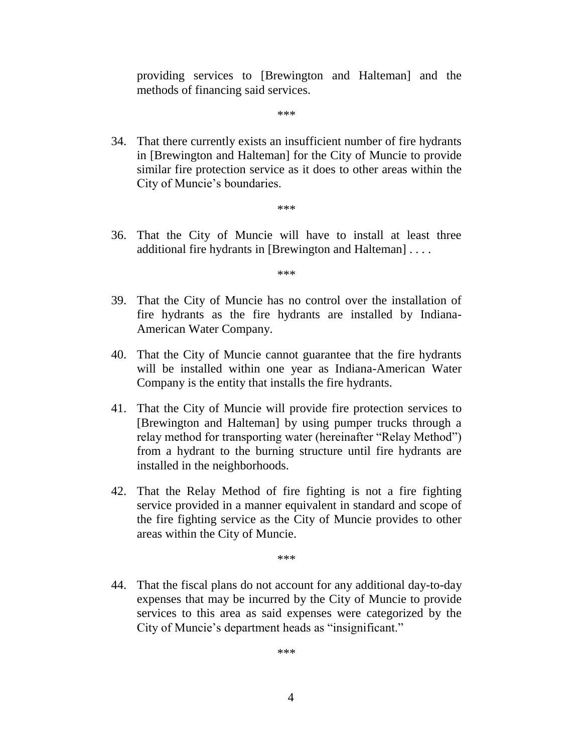providing services to [Brewington and Halteman] and the methods of financing said services.

\*\*\*

34. That there currently exists an insufficient number of fire hydrants in [Brewington and Halteman] for the City of Muncie to provide similar fire protection service as it does to other areas within the City of Muncie's boundaries.

\*\*\*

36. That the City of Muncie will have to install at least three additional fire hydrants in [Brewington and Halteman] . . . .

\*\*\*

39. That the City of Muncie has no control over the installation of fire hydrants as the fire hydrants are installed by Indiana-American Water Company.

40. That the City of Muncie cannot guarantee that the fire hydrants will be installed within one year as Indiana-American Water Company is the entity that installs the fire hydrants.

41. That the City of Muncie will provide fire protection services to [Brewington and Halteman] by using pumper trucks through a relay method for transporting water (hereinafter "Relay Method") from a hydrant to the burning structure until fire hydrants are installed in the neighborhoods.

42. That the Relay Method of fire fighting is not a fire fighting service provided in a manner equivalent in standard and scope of the fire fighting service as the City of Muncie provides to other areas within the City of Muncie.

\*\*\*

44. That the fiscal plans do not account for any additional day-to-day expenses that may be incurred by the City of Muncie to provide services to this area as said expenses were categorized by the City of Muncie's department heads as "insignificant."

\*\*\*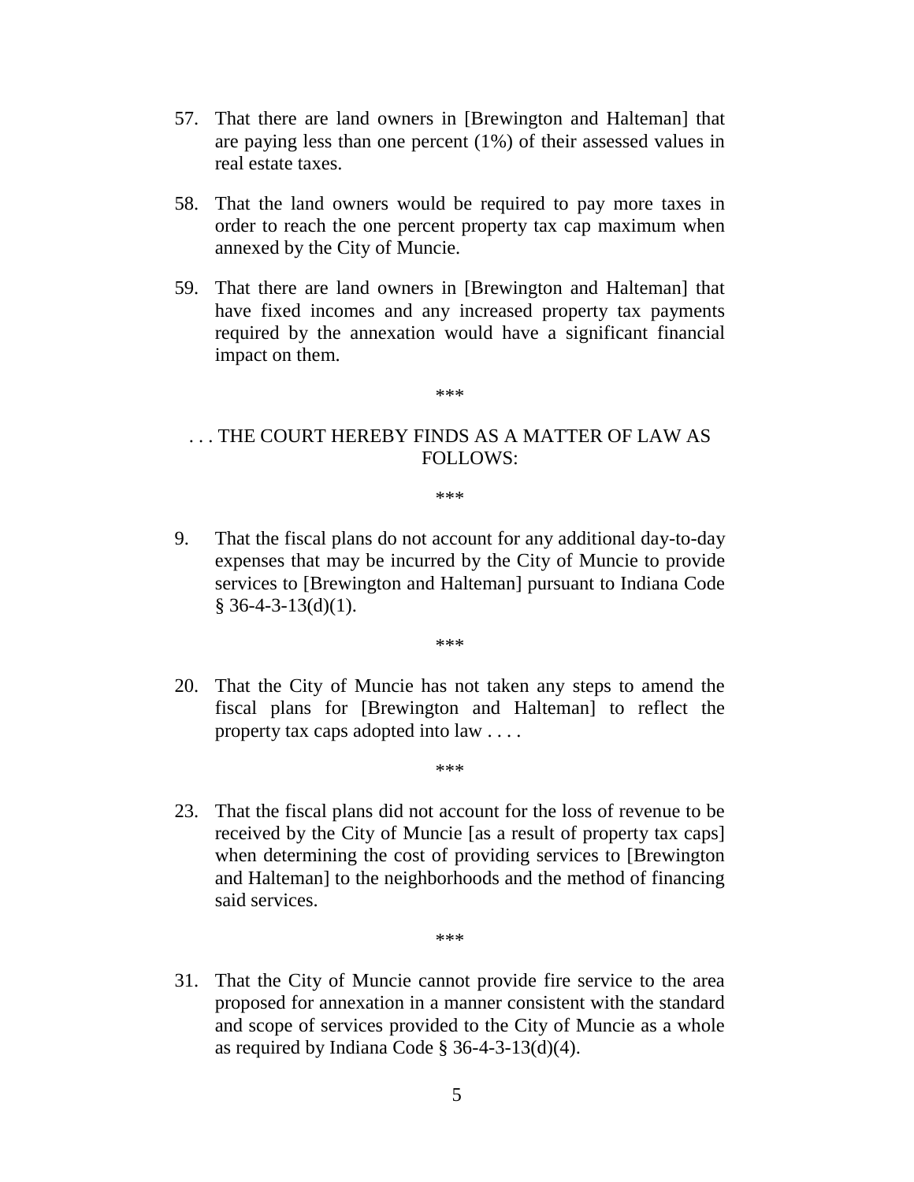57. That there are land owners in [Brewington and Halteman] that are paying less than one percent (1%) of their assessed values in real estate taxes.

58. That the land owners would be required to pay more taxes in order to reach the one percent property tax cap maximum when annexed by the City of Muncie.

59. That there are land owners in [Brewington and Halteman] that have fixed incomes and any increased property tax payments required by the annexation would have a significant financial impact on them.

***

. . . THE COURT HEREBY FINDS AS A MATTER OF LAW AS FOLLOWS:

***

9. That the fiscal plans do not account for any additional day-to-day expenses that may be incurred by the City of Muncie to provide services to [Brewington and Halteman] pursuant to Indiana Code § 36-4-3-13(d)(1).

***

20. That the City of Muncie has not taken any steps to amend the fiscal plans for [Brewington and Halteman] to reflect the property tax caps adopted into law . . . .

***

23. That the fiscal plans did not account for the loss of revenue to be received by the City of Muncie [as a result of property tax caps] when determining the cost of providing services to [Brewington and Halteman] to the neighborhoods and the method of financing said services.

***

31. That the City of Muncie cannot provide fire service to the area proposed for annexation in a manner consistent with the standard and scope of services provided to the City of Muncie as a whole as required by Indiana Code § 36-4-3-13(d)(4).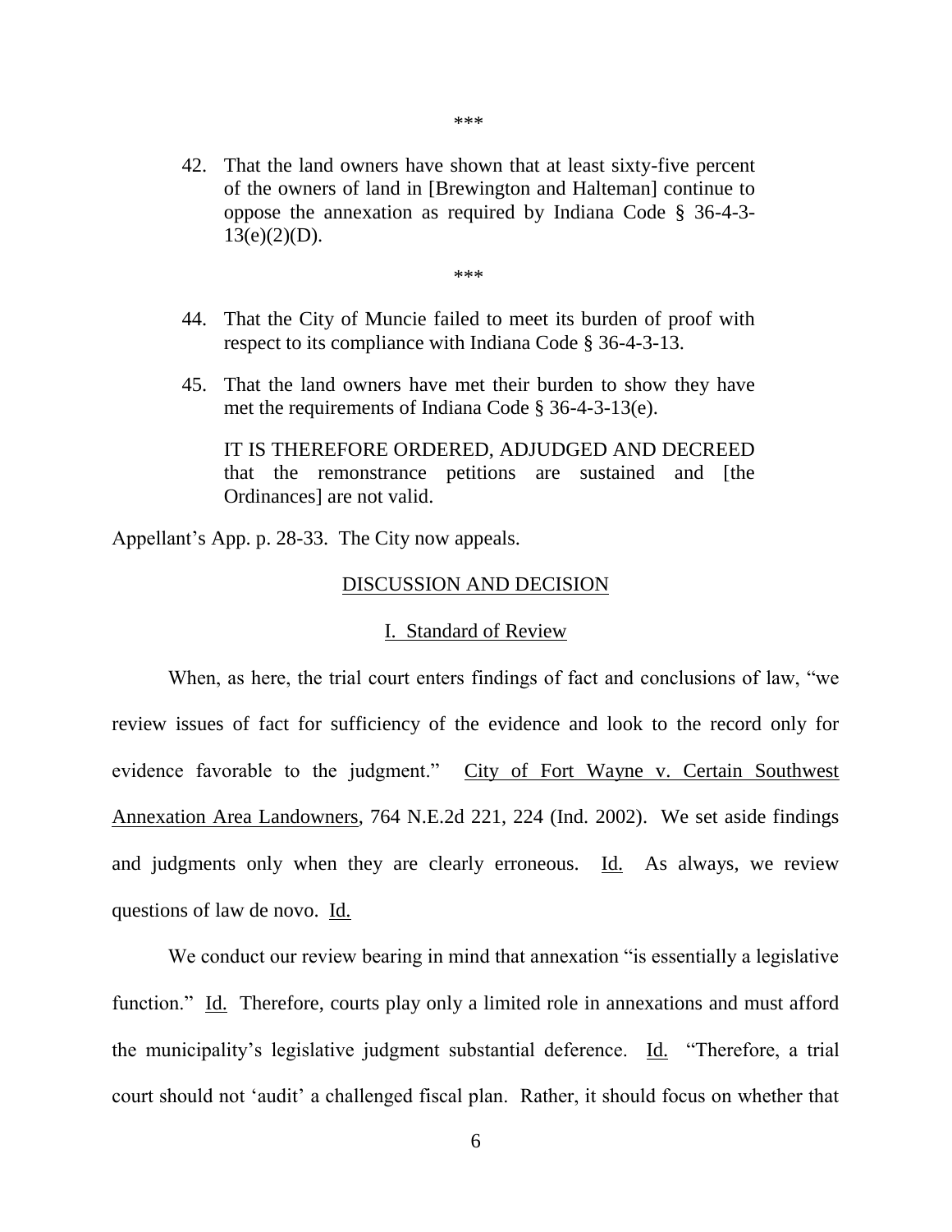\*\*\*

> 42. That the land owners have shown that at least sixty-five percent of the owners of land in [Brewington and Halteman] continue to oppose the annexation as required by Indiana Code § 36-4-3-13(e)(2)(D).
>
> \*\*\*
>
> 44. That the City of Muncie failed to meet its burden of proof with respect to its compliance with Indiana Code § 36-4-3-13.
>
> 45. That the land owners have met their burden to show they have met the requirements of Indiana Code § 36-4-3-13(e).
>
> IT IS THEREFORE ORDERED, ADJUDGED AND DECREED that the remonstrance petitions are sustained and [the Ordinances] are not valid.

Appellant's App. p. 28-33. The City now appeals.

## DISCUSSION AND DECISION

### I. Standard of Review

When, as here, the trial court enters findings of fact and conclusions of law, "we review issues of fact for sufficiency of the evidence and look to the record only for evidence favorable to the judgment." City of Fort Wayne v. Certain Southwest Annexation Area Landowners, 764 N.E.2d 221, 224 (Ind. 2002). We set aside findings and judgments only when they are clearly erroneous. Id. As always, we review questions of law de novo. Id.

We conduct our review bearing in mind that annexation "is essentially a legislative function." Id. Therefore, courts play only a limited role in annexations and must afford the municipality's legislative judgment substantial deference. Id. "Therefore, a trial court should not 'audit' a challenged fiscal plan. Rather, it should focus on whether that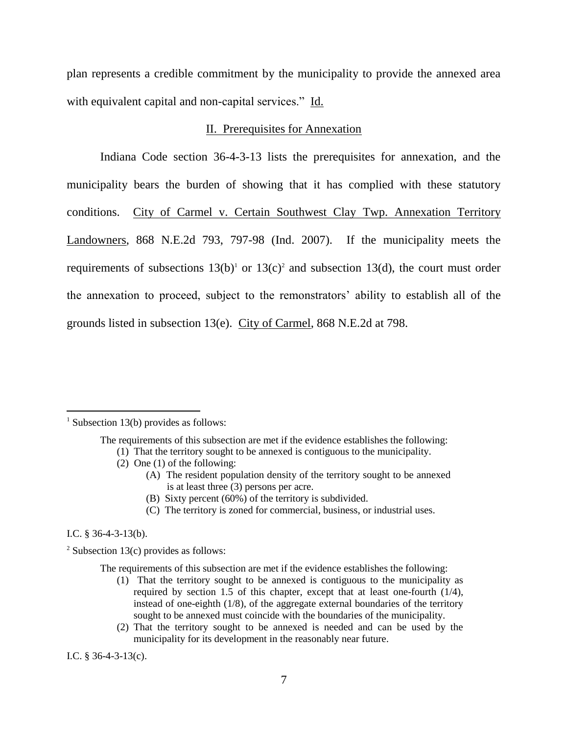plan represents a credible commitment by the municipality to provide the annexed area with equivalent capital and non-capital services." Id.

## II. Prerequisites for Annexation

Indiana Code section 36-4-3-13 lists the prerequisites for annexation, and the municipality bears the burden of showing that it has complied with these statutory conditions. City of Carmel v. Certain Southwest Clay Twp. Annexation Territory Landowners, 868 N.E.2d 793, 797-98 (Ind. 2007). If the municipality meets the requirements of subsections 13(b)[1] or 13(c)[2] and subsection 13(d), the court must order the annexation to proceed, subject to the remonstrators' ability to establish all of the grounds listed in subsection 13(e). City of Carmel, 868 N.E.2d at 798.

---

[1] Subsection 13(b) provides as follows:

> The requirements of this subsection are met if the evidence establishes the following:
> (1) That the territory sought to be annexed is contiguous to the municipality.
> (2) One (1) of the following:
> (A) The resident population density of the territory sought to be annexed is at least three (3) persons per acre.
> (B) Sixty percent (60%) of the territory is subdivided.
> (C) The territory is zoned for commercial, business, or industrial uses.

I.C. § 36-4-3-13(b).

[2] Subsection 13(c) provides as follows:

> The requirements of this subsection are met if the evidence establishes the following:
> (1) That the territory sought to be annexed is contiguous to the municipality as required by section 1.5 of this chapter, except that at least one-fourth (1/4), instead of one-eighth (1/8), of the aggregate external boundaries of the territory sought to be annexed must coincide with the boundaries of the municipality.
> (2) That the territory sought to be annexed is needed and can be used by the municipality for its development in the reasonably near future.

I.C. § 36-4-3-13(c).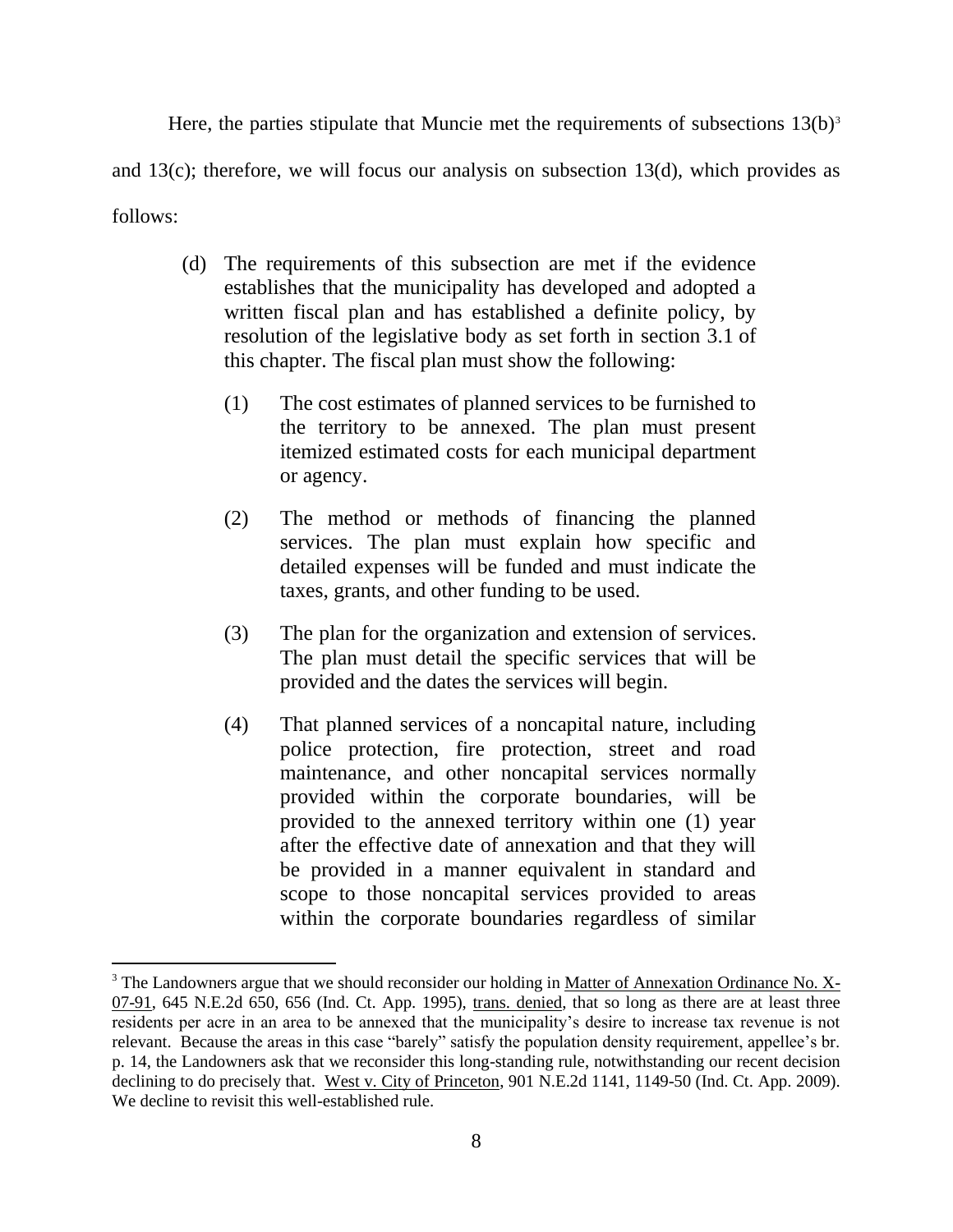Here, the parties stipulate that Muncie met the requirements of subsections 13(b)[3] and 13(c); therefore, we will focus our analysis on subsection 13(d), which provides as follows:

> (d) The requirements of this subsection are met if the evidence establishes that the municipality has developed and adopted a written fiscal plan and has established a definite policy, by resolution of the legislative body as set forth in section 3.1 of this chapter. The fiscal plan must show the following:
>
> (1) The cost estimates of planned services to be furnished to the territory to be annexed. The plan must present itemized estimated costs for each municipal department or agency.
>
> (2) The method or methods of financing the planned services. The plan must explain how specific and detailed expenses will be funded and must indicate the taxes, grants, and other funding to be used.
>
> (3) The plan for the organization and extension of services. The plan must detail the specific services that will be provided and the dates the services will begin.
>
> (4) That planned services of a noncapital nature, including police protection, fire protection, street and road maintenance, and other noncapital services normally provided within the corporate boundaries, will be provided to the annexed territory within one (1) year after the effective date of annexation and that they will be provided in a manner equivalent in standard and scope to those noncapital services provided to areas within the corporate boundaries regardless of similar

---

[3] The Landowners argue that we should reconsider our holding in Matter of Annexation Ordinance No. X-07-91, 645 N.E.2d 650, 656 (Ind. Ct. App. 1995), trans. denied, that so long as there are at least three residents per acre in an area to be annexed that the municipality's desire to increase tax revenue is not relevant. Because the areas in this case "barely" satisfy the population density requirement, appellee's br. p. 14, the Landowners ask that we reconsider this long-standing rule, notwithstanding our recent decision declining to do precisely that. West v. City of Princeton, 901 N.E.2d 1141, 1149-50 (Ind. Ct. App. 2009). We decline to revisit this well-established rule.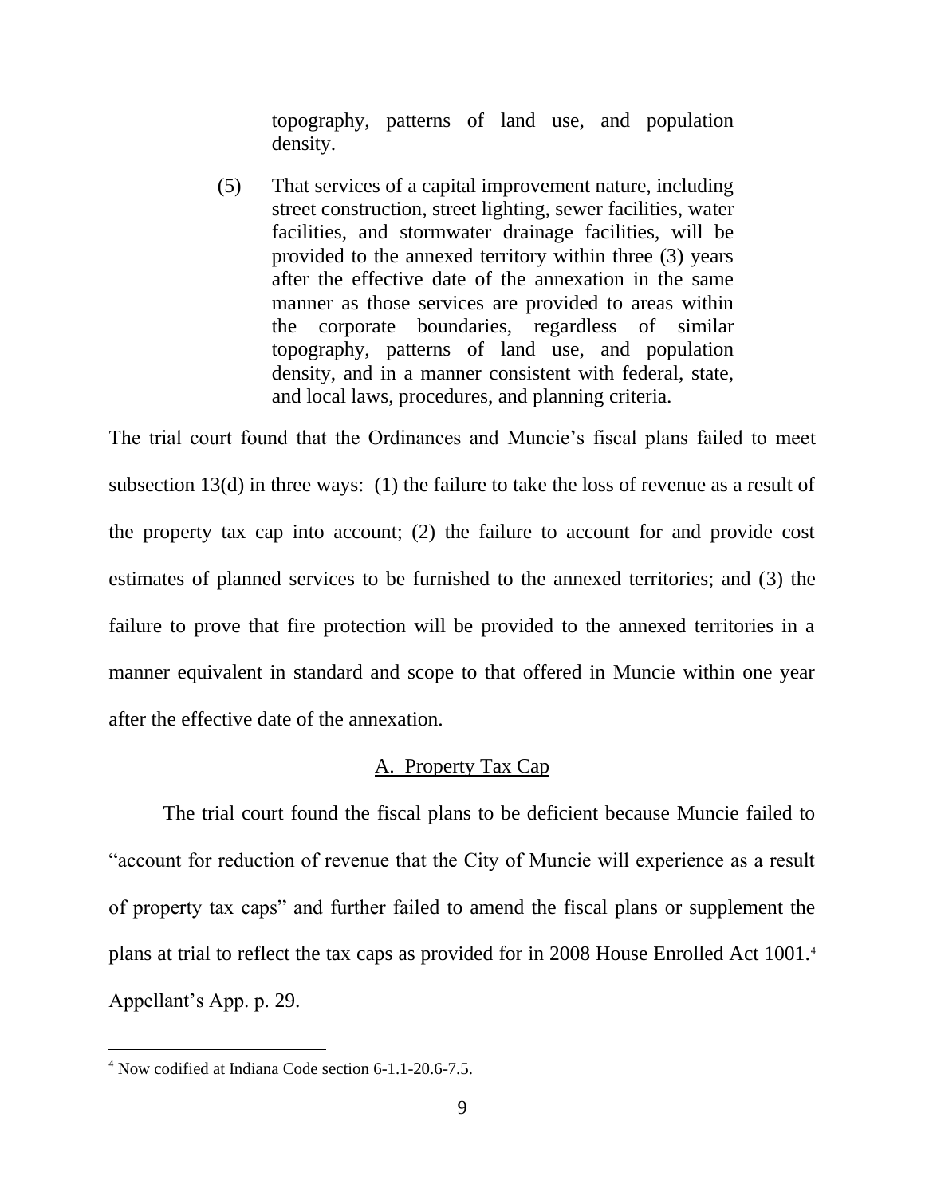> topography, patterns of land use, and population density.
>
> (5) That services of a capital improvement nature, including street construction, street lighting, sewer facilities, water facilities, and stormwater drainage facilities, will be provided to the annexed territory within three (3) years after the effective date of the annexation in the same manner as those services are provided to areas within the corporate boundaries, regardless of similar topography, patterns of land use, and population density, and in a manner consistent with federal, state, and local laws, procedures, and planning criteria.

The trial court found that the Ordinances and Muncie's fiscal plans failed to meet subsection 13(d) in three ways: (1) the failure to take the loss of revenue as a result of the property tax cap into account; (2) the failure to account for and provide cost estimates of planned services to be furnished to the annexed territories; and (3) the failure to prove that fire protection will be provided to the annexed territories in a manner equivalent in standard and scope to that offered in Muncie within one year after the effective date of the annexation.

A. Property Tax Cap

The trial court found the fiscal plans to be deficient because Muncie failed to "account for reduction of revenue that the City of Muncie will experience as a result of property tax caps" and further failed to amend the fiscal plans or supplement the plans at trial to reflect the tax caps as provided for in 2008 House Enrolled Act 1001.[4] Appellant's App. p. 29.

---

[4] Now codified at Indiana Code section 6-1.1-20.6-7.5.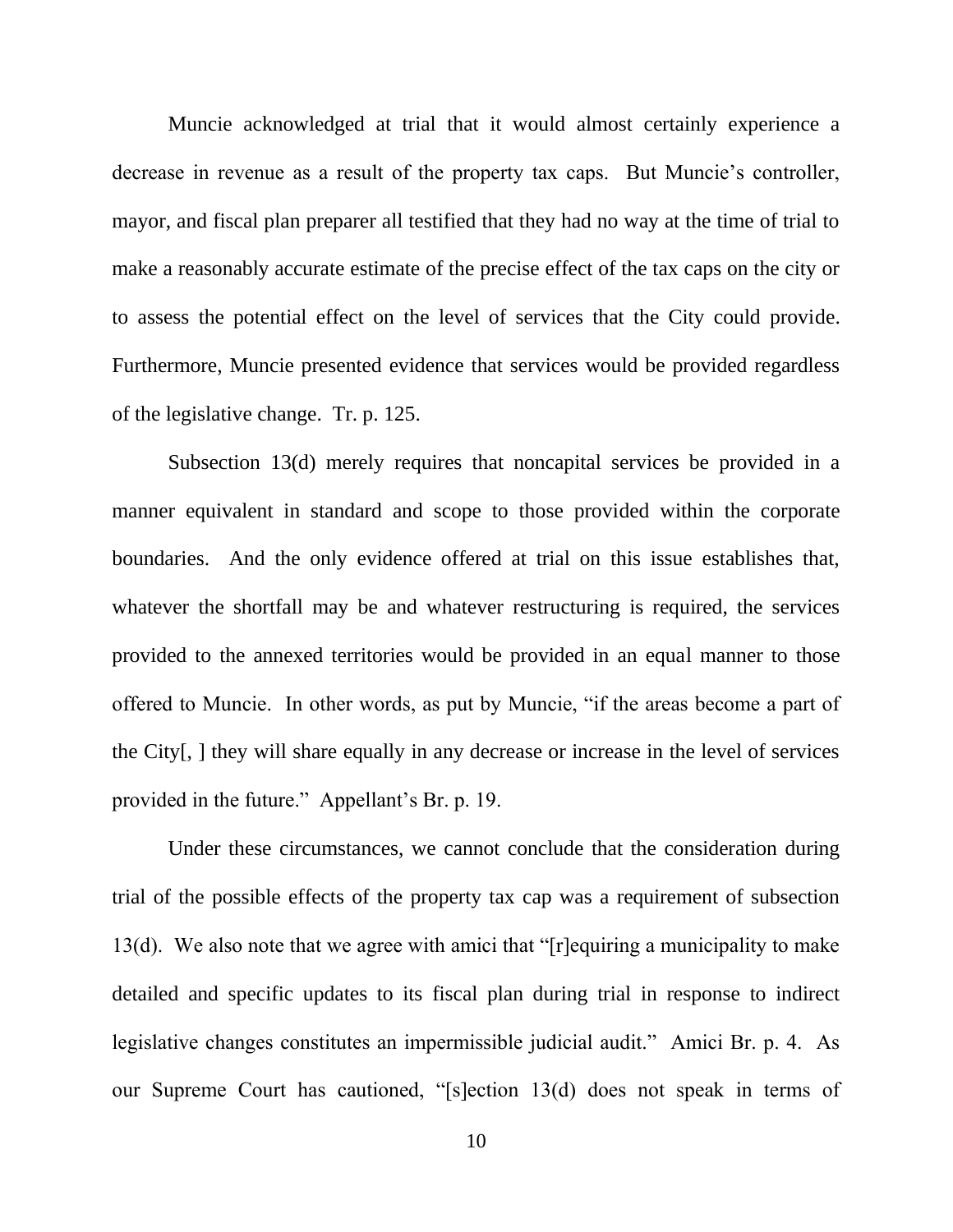Muncie acknowledged at trial that it would almost certainly experience a decrease in revenue as a result of the property tax caps. But Muncie's controller, mayor, and fiscal plan preparer all testified that they had no way at the time of trial to make a reasonably accurate estimate of the precise effect of the tax caps on the city or to assess the potential effect on the level of services that the City could provide. Furthermore, Muncie presented evidence that services would be provided regardless of the legislative change. Tr. p. 125.

Subsection 13(d) merely requires that noncapital services be provided in a manner equivalent in standard and scope to those provided within the corporate boundaries. And the only evidence offered at trial on this issue establishes that, whatever the shortfall may be and whatever restructuring is required, the services provided to the annexed territories would be provided in an equal manner to those offered to Muncie. In other words, as put by Muncie, "if the areas become a part of the City[, ] they will share equally in any decrease or increase in the level of services provided in the future." Appellant's Br. p. 19.

Under these circumstances, we cannot conclude that the consideration during trial of the possible effects of the property tax cap was a requirement of subsection 13(d). We also note that we agree with amici that "[r]equiring a municipality to make detailed and specific updates to its fiscal plan during trial in response to indirect legislative changes constitutes an impermissible judicial audit." Amici Br. p. 4. As our Supreme Court has cautioned, "[s]ection 13(d) does not speak in terms of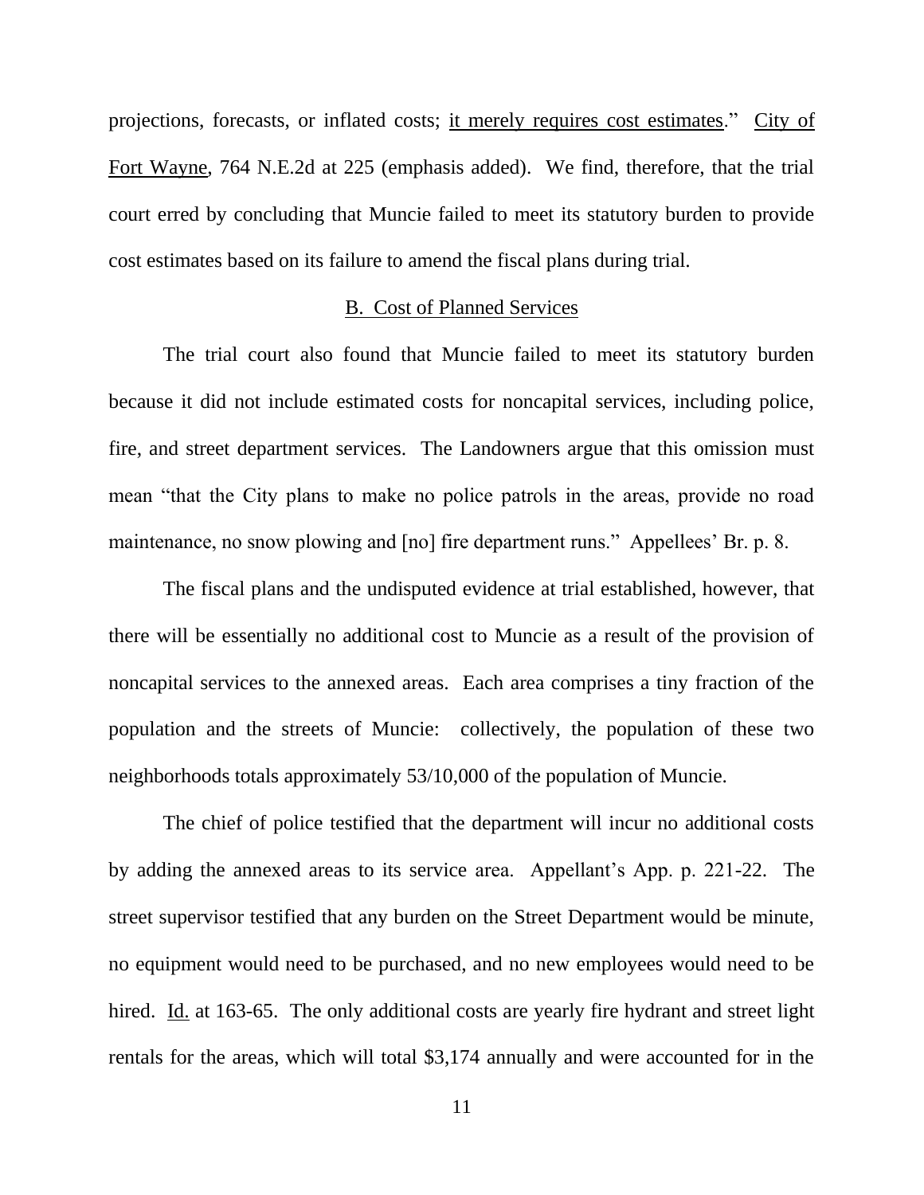projections, forecasts, or inflated costs; <u>it merely requires cost estimates</u>." <u>City of Fort Wayne</u>, 764 N.E.2d at 225 (emphasis added). We find, therefore, that the trial court erred by concluding that Muncie failed to meet its statutory burden to provide cost estimates based on its failure to amend the fiscal plans during trial.

### B. Cost of Planned Services

The trial court also found that Muncie failed to meet its statutory burden because it did not include estimated costs for noncapital services, including police, fire, and street department services. The Landowners argue that this omission must mean "that the City plans to make no police patrols in the areas, provide no road maintenance, no snow plowing and [no] fire department runs." Appellees' Br. p. 8.

The fiscal plans and the undisputed evidence at trial established, however, that there will be essentially no additional cost to Muncie as a result of the provision of noncapital services to the annexed areas. Each area comprises a tiny fraction of the population and the streets of Muncie: collectively, the population of these two neighborhoods totals approximately 53/10,000 of the population of Muncie.

The chief of police testified that the department will incur no additional costs by adding the annexed areas to its service area. Appellant's App. p. 221-22. The street supervisor testified that any burden on the Street Department would be minute, no equipment would need to be purchased, and no new employees would need to be hired. <u>Id.</u> at 163-65. The only additional costs are yearly fire hydrant and street light rentals for the areas, which will total $3,174 annually and were accounted for in the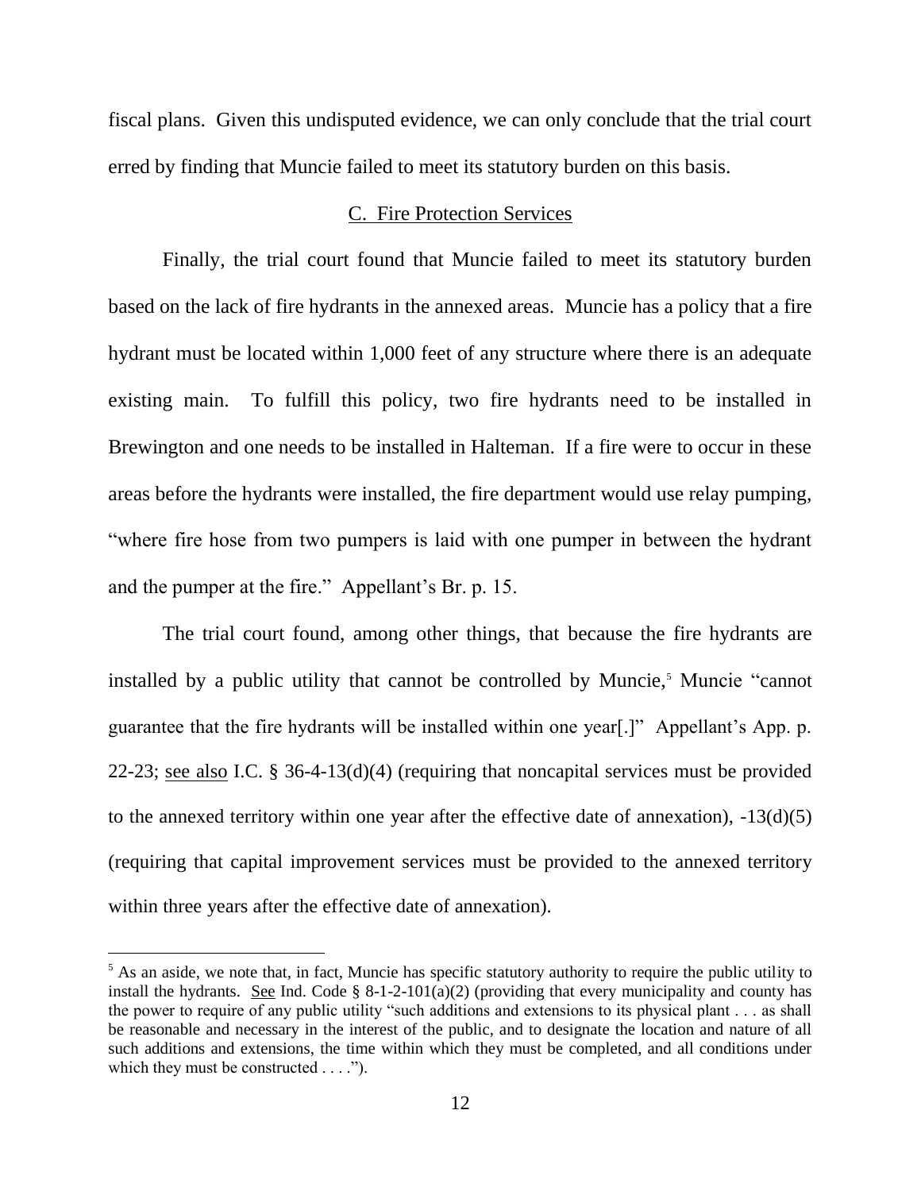fiscal plans. Given this undisputed evidence, we can only conclude that the trial court erred by finding that Muncie failed to meet its statutory burden on this basis.

### C. Fire Protection Services

Finally, the trial court found that Muncie failed to meet its statutory burden based on the lack of fire hydrants in the annexed areas. Muncie has a policy that a fire hydrant must be located within 1,000 feet of any structure where there is an adequate existing main. To fulfill this policy, two fire hydrants need to be installed in Brewington and one needs to be installed in Halteman. If a fire were to occur in these areas before the hydrants were installed, the fire department would use relay pumping, "where fire hose from two pumpers is laid with one pumper in between the hydrant and the pumper at the fire." Appellant's Br. p. 15.

The trial court found, among other things, that because the fire hydrants are installed by a public utility that cannot be controlled by Muncie,[5] Muncie "cannot guarantee that the fire hydrants will be installed within one year[.]" Appellant's App. p. 22-23; see also I.C. § 36-4-13(d)(4) (requiring that noncapital services must be provided to the annexed territory within one year after the effective date of annexation), -13(d)(5) (requiring that capital improvement services must be provided to the annexed territory within three years after the effective date of annexation).

---

[5] As an aside, we note that, in fact, Muncie has specific statutory authority to require the public utility to install the hydrants. See Ind. Code § 8-1-2-101(a)(2) (providing that every municipality and county has the power to require of any public utility "such additions and extensions to its physical plant . . . as shall be reasonable and necessary in the interest of the public, and to designate the location and nature of all such additions and extensions, the time within which they must be completed, and all conditions under which they must be constructed . . . .").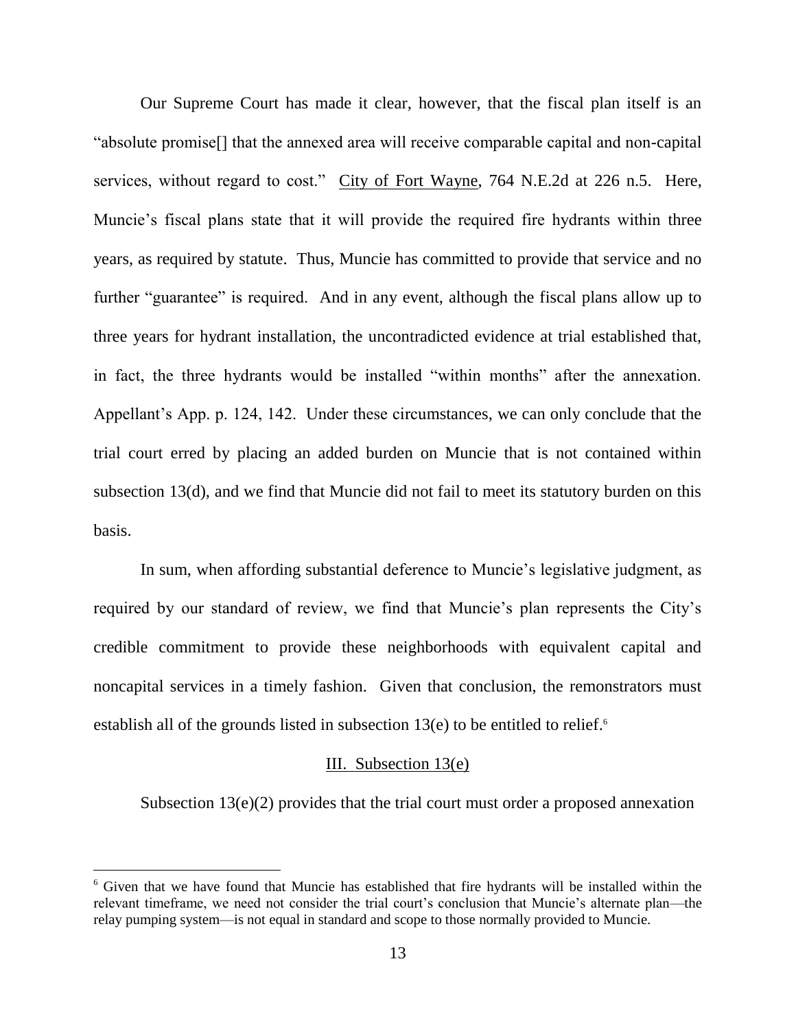Our Supreme Court has made it clear, however, that the fiscal plan itself is an "absolute promise[] that the annexed area will receive comparable capital and non-capital services, without regard to cost." City of Fort Wayne, 764 N.E.2d at 226 n.5. Here, Muncie's fiscal plans state that it will provide the required fire hydrants within three years, as required by statute. Thus, Muncie has committed to provide that service and no further "guarantee" is required. And in any event, although the fiscal plans allow up to three years for hydrant installation, the uncontradicted evidence at trial established that, in fact, the three hydrants would be installed "within months" after the annexation. Appellant's App. p. 124, 142. Under these circumstances, we can only conclude that the trial court erred by placing an added burden on Muncie that is not contained within subsection 13(d), and we find that Muncie did not fail to meet its statutory burden on this basis.

In sum, when affording substantial deference to Muncie's legislative judgment, as required by our standard of review, we find that Muncie's plan represents the City's credible commitment to provide these neighborhoods with equivalent capital and noncapital services in a timely fashion. Given that conclusion, the remonstrators must establish all of the grounds listed in subsection 13(e) to be entitled to relief.[6]

## III. Subsection 13(e)

Subsection 13(e)(2) provides that the trial court must order a proposed annexation

---

[6] Given that we have found that Muncie has established that fire hydrants will be installed within the relevant timeframe, we need not consider the trial court's conclusion that Muncie's alternate plan—the relay pumping system—is not equal in standard and scope to those normally provided to Muncie.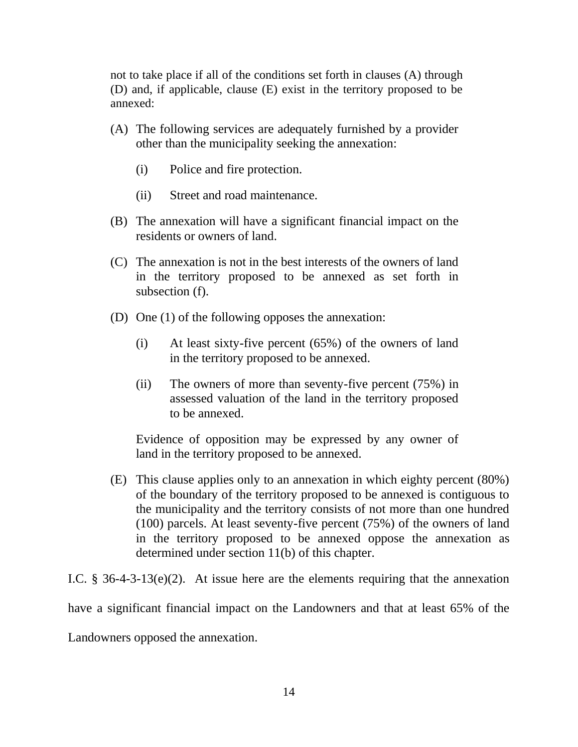> not to take place if all of the conditions set forth in clauses (A) through (D) and, if applicable, clause (E) exist in the territory proposed to be annexed:
>
> (A) The following services are adequately furnished by a provider other than the municipality seeking the annexation:
>
> > (i) Police and fire protection.
> >
> > (ii) Street and road maintenance.
>
> (B) The annexation will have a significant financial impact on the residents or owners of land.
>
> (C) The annexation is not in the best interests of the owners of land in the territory proposed to be annexed as set forth in subsection (f).
>
> (D) One (1) of the following opposes the annexation:
>
> > (i) At least sixty-five percent (65%) of the owners of land in the territory proposed to be annexed.
> >
> > (ii) The owners of more than seventy-five percent (75%) in assessed valuation of the land in the territory proposed to be annexed.
>
> Evidence of opposition may be expressed by any owner of land in the territory proposed to be annexed.
>
> (E) This clause applies only to an annexation in which eighty percent (80%) of the boundary of the territory proposed to be annexed is contiguous to the municipality and the territory consists of not more than one hundred (100) parcels. At least seventy-five percent (75%) of the owners of land in the territory proposed to be annexed oppose the annexation as determined under section 11(b) of this chapter.

I.C. § 36-4-3-13(e)(2). At issue here are the elements requiring that the annexation have a significant financial impact on the Landowners and that at least 65% of the Landowners opposed the annexation.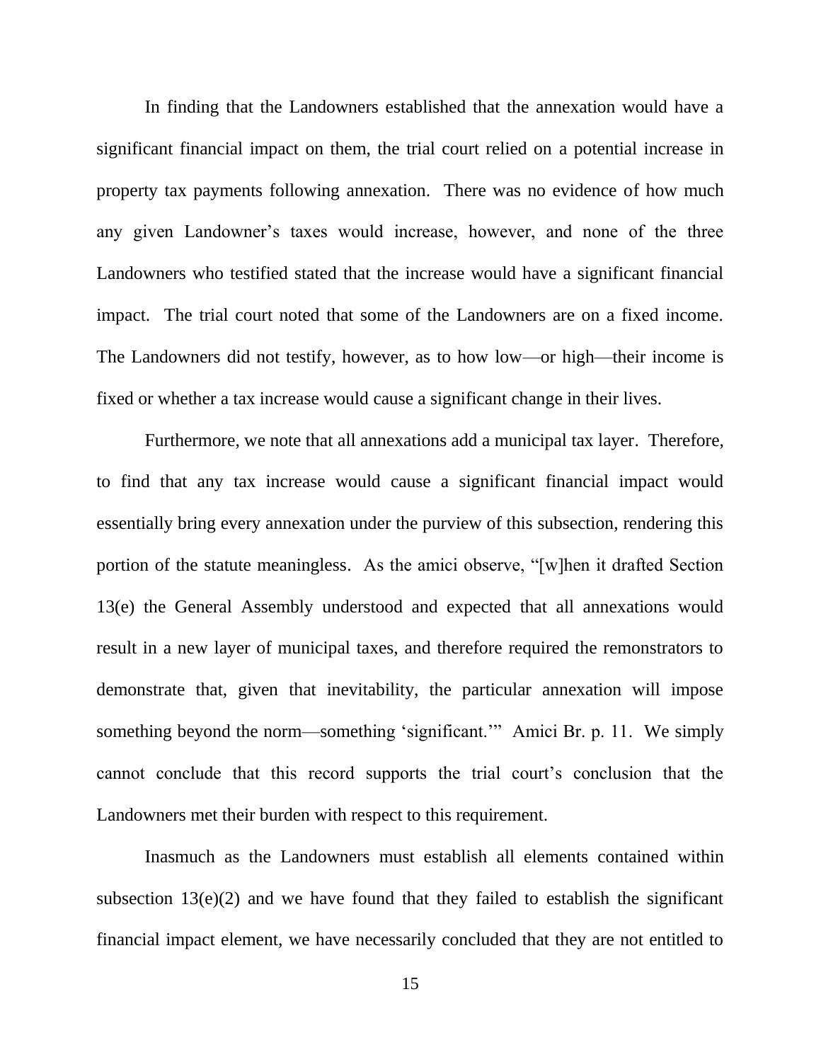In finding that the Landowners established that the annexation would have a significant financial impact on them, the trial court relied on a potential increase in property tax payments following annexation. There was no evidence of how much any given Landowner's taxes would increase, however, and none of the three Landowners who testified stated that the increase would have a significant financial impact. The trial court noted that some of the Landowners are on a fixed income. The Landowners did not testify, however, as to how low—or high—their income is fixed or whether a tax increase would cause a significant change in their lives.

Furthermore, we note that all annexations add a municipal tax layer. Therefore, to find that any tax increase would cause a significant financial impact would essentially bring every annexation under the purview of this subsection, rendering this portion of the statute meaningless. As the amici observe, "[w]hen it drafted Section 13(e) the General Assembly understood and expected that all annexations would result in a new layer of municipal taxes, and therefore required the remonstrators to demonstrate that, given that inevitability, the particular annexation will impose something beyond the norm—something 'significant.'" Amici Br. p. 11. We simply cannot conclude that this record supports the trial court's conclusion that the Landowners met their burden with respect to this requirement.

Inasmuch as the Landowners must establish all elements contained within subsection 13(e)(2) and we have found that they failed to establish the significant financial impact element, we have necessarily concluded that they are not entitled to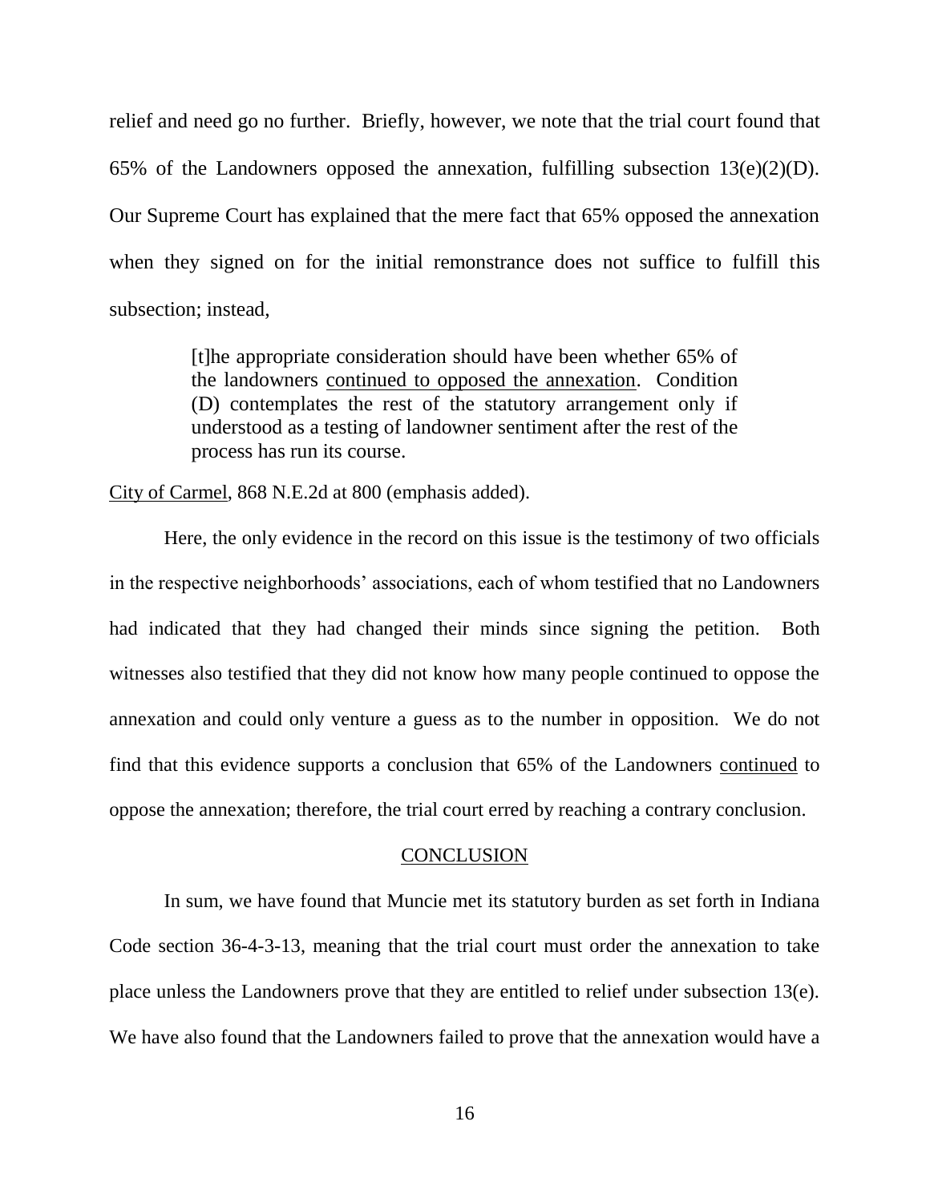relief and need go no further. Briefly, however, we note that the trial court found that 65% of the Landowners opposed the annexation, fulfilling subsection 13(e)(2)(D). Our Supreme Court has explained that the mere fact that 65% opposed the annexation when they signed on for the initial remonstrance does not suffice to fulfill this subsection; instead,

> [t]he appropriate consideration should have been whether 65% of the landowners <u>continued to opposed the annexation</u>. Condition (D) contemplates the rest of the statutory arrangement only if understood as a testing of landowner sentiment after the rest of the process has run its course.

<u>City of Carmel</u>, 868 N.E.2d at 800 (emphasis added).

Here, the only evidence in the record on this issue is the testimony of two officials in the respective neighborhoods' associations, each of whom testified that no Landowners had indicated that they had changed their minds since signing the petition. Both witnesses also testified that they did not know how many people continued to oppose the annexation and could only venture a guess as to the number in opposition. We do not find that this evidence supports a conclusion that 65% of the Landowners <u>continued</u> to oppose the annexation; therefore, the trial court erred by reaching a contrary conclusion.

## CONCLUSION

In sum, we have found that Muncie met its statutory burden as set forth in Indiana Code section 36-4-3-13, meaning that the trial court must order the annexation to take place unless the Landowners prove that they are entitled to relief under subsection 13(e). We have also found that the Landowners failed to prove that the annexation would have a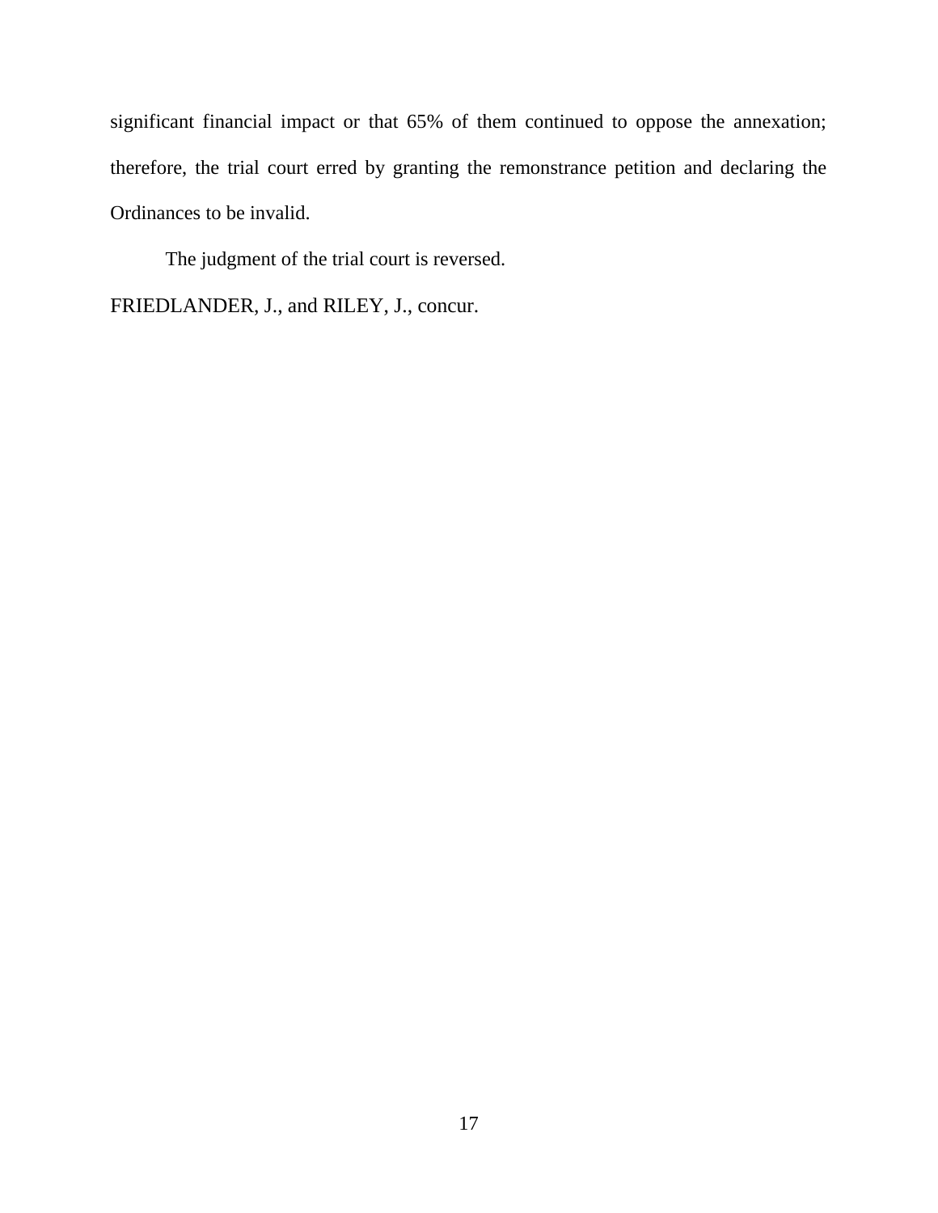significant financial impact or that 65% of them continued to oppose the annexation; therefore, the trial court erred by granting the remonstrance petition and declaring the Ordinances to be invalid.

The judgment of the trial court is reversed.

FRIEDLANDER, J., and RILEY, J., concur.